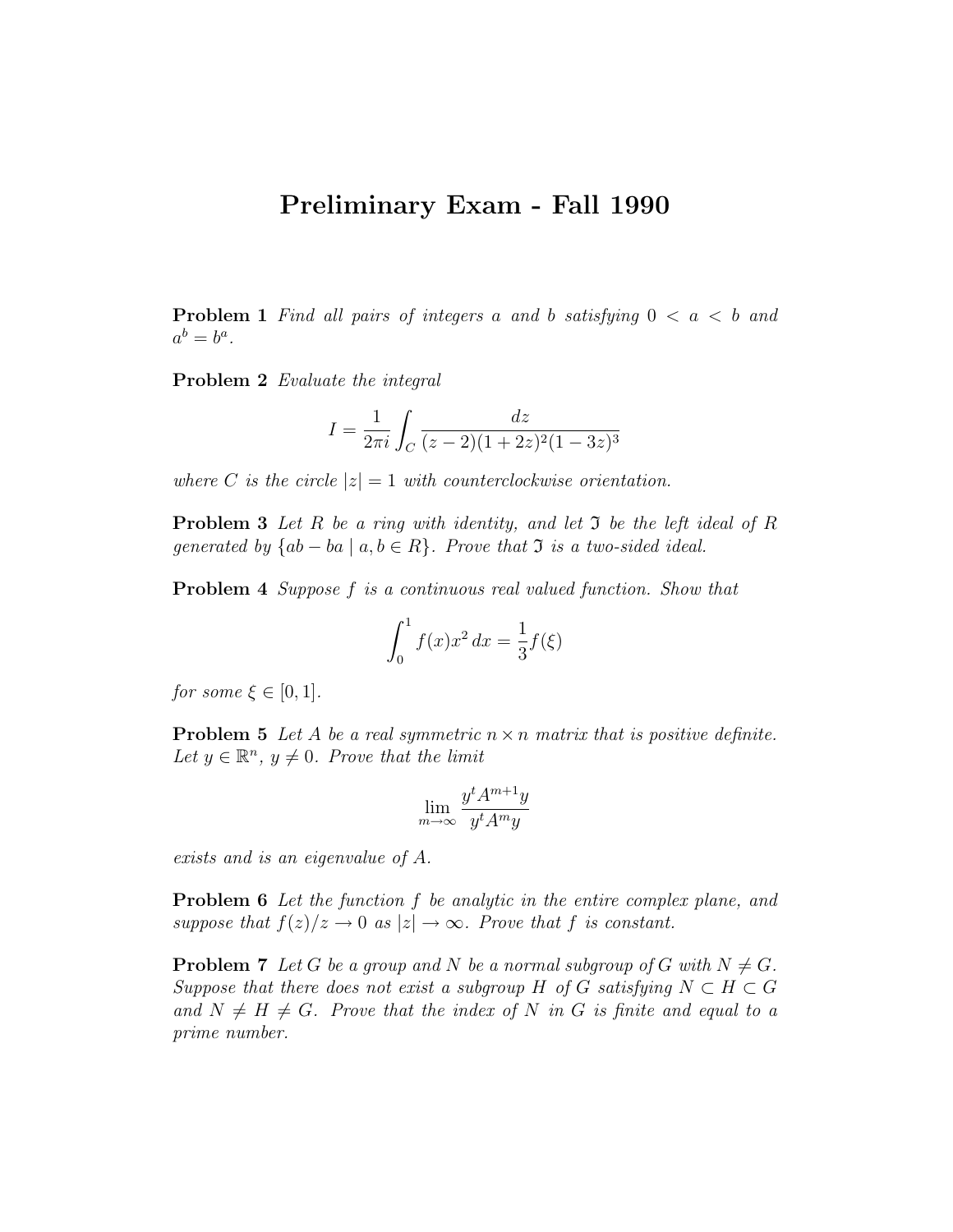# Preliminary Exam - Fall 1990

**Problem 1** *Find all pairs of integers $a$ and $b$ satisfying $0 < a < b$ and $a^b = b^a$.*

**Problem 2** *Evaluate the integral*

$$I = \frac{1}{2\pi i} \int_C \frac{dz}{(z-2)(1+2z)^2(1-3z)^3}$$

*where $C$ is the circle $|z| = 1$ with counterclockwise orientation.*

**Problem 3** *Let $R$ be a ring with identity, and let $\mathfrak{I}$ be the left ideal of $R$ generated by $\{ab - ba \mid a, b \in R\}$. Prove that $\mathfrak{I}$ is a two-sided ideal.*

**Problem 4** *Suppose $f$ is a continuous real valued function. Show that*

$$\int_0^1 f(x)x^2 \, dx = \frac{1}{3} f(\xi)$$

*for some $\xi \in [0, 1]$.*

**Problem 5** *Let $A$ be a real symmetric $n \times n$ matrix that is positive definite. Let $y \in \mathbb{R}^n$, $y \neq 0$. Prove that the limit*

$$\lim_{m \to \infty} \frac{y^t A^{m+1} y}{y^t A^m y}$$

*exists and is an eigenvalue of $A$.*

**Problem 6** *Let the function $f$ be analytic in the entire complex plane, and suppose that $f(z)/z \to 0$ as $|z| \to \infty$. Prove that $f$ is constant.*

**Problem 7** *Let $G$ be a group and $N$ be a normal subgroup of $G$ with $N \neq G$. Suppose that there does not exist a subgroup $H$ of $G$ satisfying $N \subset H \subset G$ and $N \neq H \neq G$. Prove that the index of $N$ in $G$ is finite and equal to a prime number.*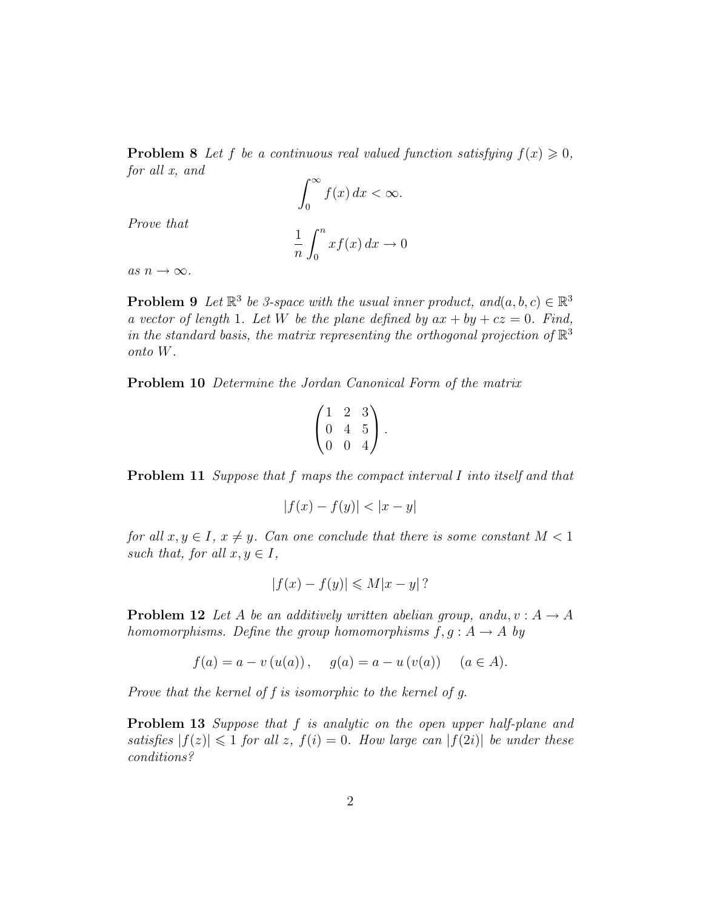**Problem 8** *Let $f$ be a continuous real valued function satisfying $f(x) \geqslant 0$, for all $x$, and*

$$\int_0^\infty f(x)\,dx < \infty.$$

*Prove that*

$$\frac{1}{n}\int_0^n xf(x)\,dx \to 0$$

*as $n \to \infty$.*

**Problem 9** *Let $\mathbb{R}^3$ be 3-space with the usual inner product, and$(a, b, c) \in \mathbb{R}^3$ a vector of length 1. Let $W$ be the plane defined by $ax + by + cz = 0$. Find, in the standard basis, the matrix representing the orthogonal projection of $\mathbb{R}^3$ onto $W$.*

**Problem 10** *Determine the Jordan Canonical Form of the matrix*

$$\begin{pmatrix} 1 & 2 & 3 \\ 0 & 4 & 5 \\ 0 & 0 & 4 \end{pmatrix}.$$

**Problem 11** *Suppose that $f$ maps the compact interval $I$ into itself and that*

$$|f(x) - f(y)| < |x - y|$$

*for all $x, y \in I$, $x \neq y$. Can one conclude that there is some constant $M < 1$ such that, for all $x, y \in I$,*

$$|f(x) - f(y)| \leqslant M|x - y|\,?$$

**Problem 12** *Let $A$ be an additively written abelian group, and$u, v : A \to A$ homomorphisms. Define the group homomorphisms $f, g : A \to A$ by*

$$f(a) = a - v\left(u(a)\right), \quad g(a) = a - u\left(v(a)\right) \quad (a \in A).$$

*Prove that the kernel of $f$ is isomorphic to the kernel of $g$.*

**Problem 13** *Suppose that $f$ is analytic on the open upper half-plane and satisfies $|f(z)| \leqslant 1$ for all $z$, $f(i) = 0$. How large can $|f(2i)|$ be under these conditions?*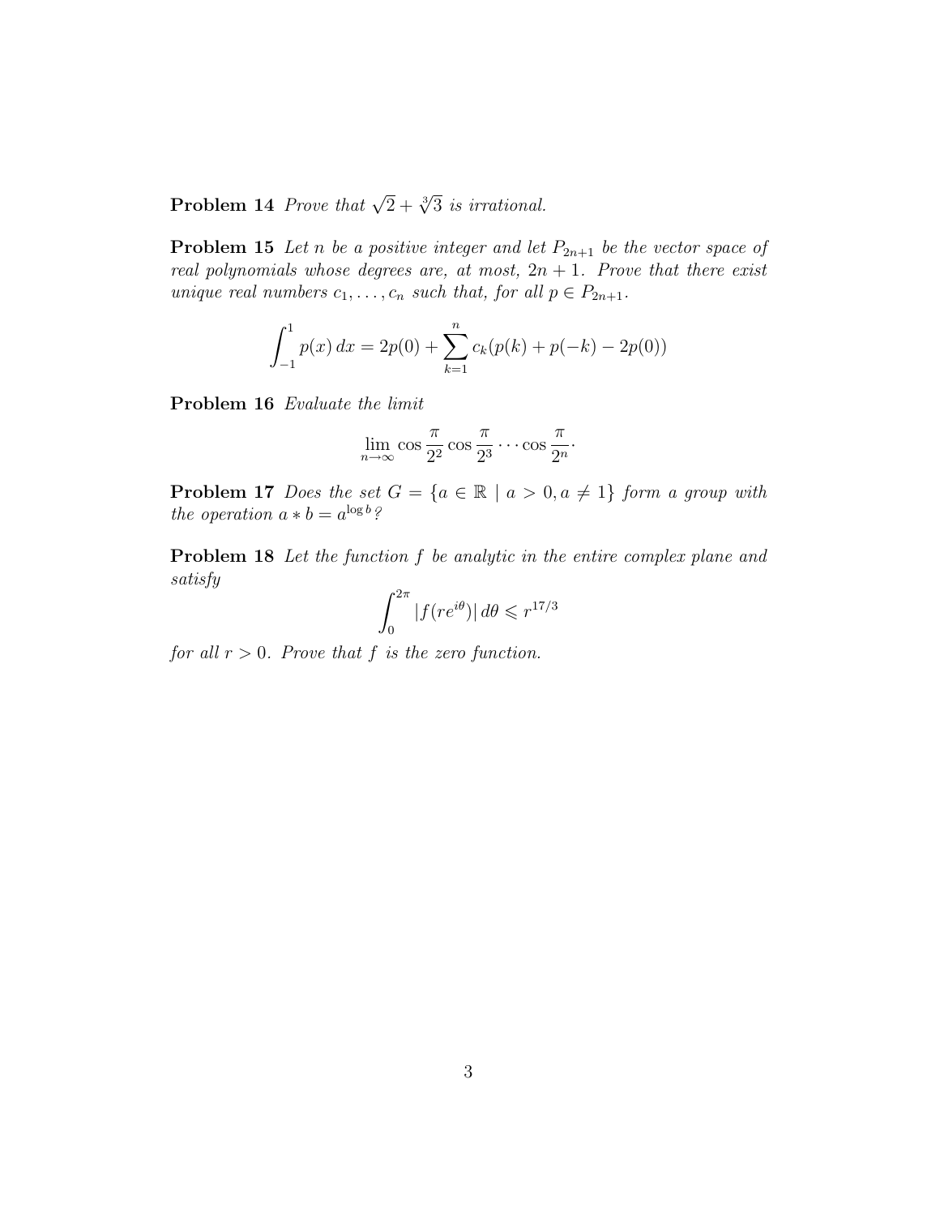**Problem 14** *Prove that $\sqrt{2} + \sqrt[3]{3}$ is irrational.*

**Problem 15** *Let $n$ be a positive integer and let $P_{2n+1}$ be the vector space of real polynomials whose degrees are, at most, $2n+1$. Prove that there exist unique real numbers $c_1, \ldots, c_n$ such that, for all $p \in P_{2n+1}$.*

$$\int_{-1}^{1} p(x)\,dx = 2p(0) + \sum_{k=1}^{n} c_k (p(k) + p(-k) - 2p(0))$$

**Problem 16** *Evaluate the limit*

$$\lim_{n\to\infty} \cos\frac{\pi}{2^2} \cos\frac{\pi}{2^3} \cdots \cos\frac{\pi}{2^n}.$$

**Problem 17** *Does the set $G = \{a \in \mathbb{R} \mid a > 0, a \neq 1\}$ form a group with the operation $a * b = a^{\log b}$?*

**Problem 18** *Let the function $f$ be analytic in the entire complex plane and satisfy*

$$\int_0^{2\pi} |f(re^{i\theta})|\,d\theta \leqslant r^{17/3}$$

*for all $r > 0$. Prove that $f$ is the zero function.*